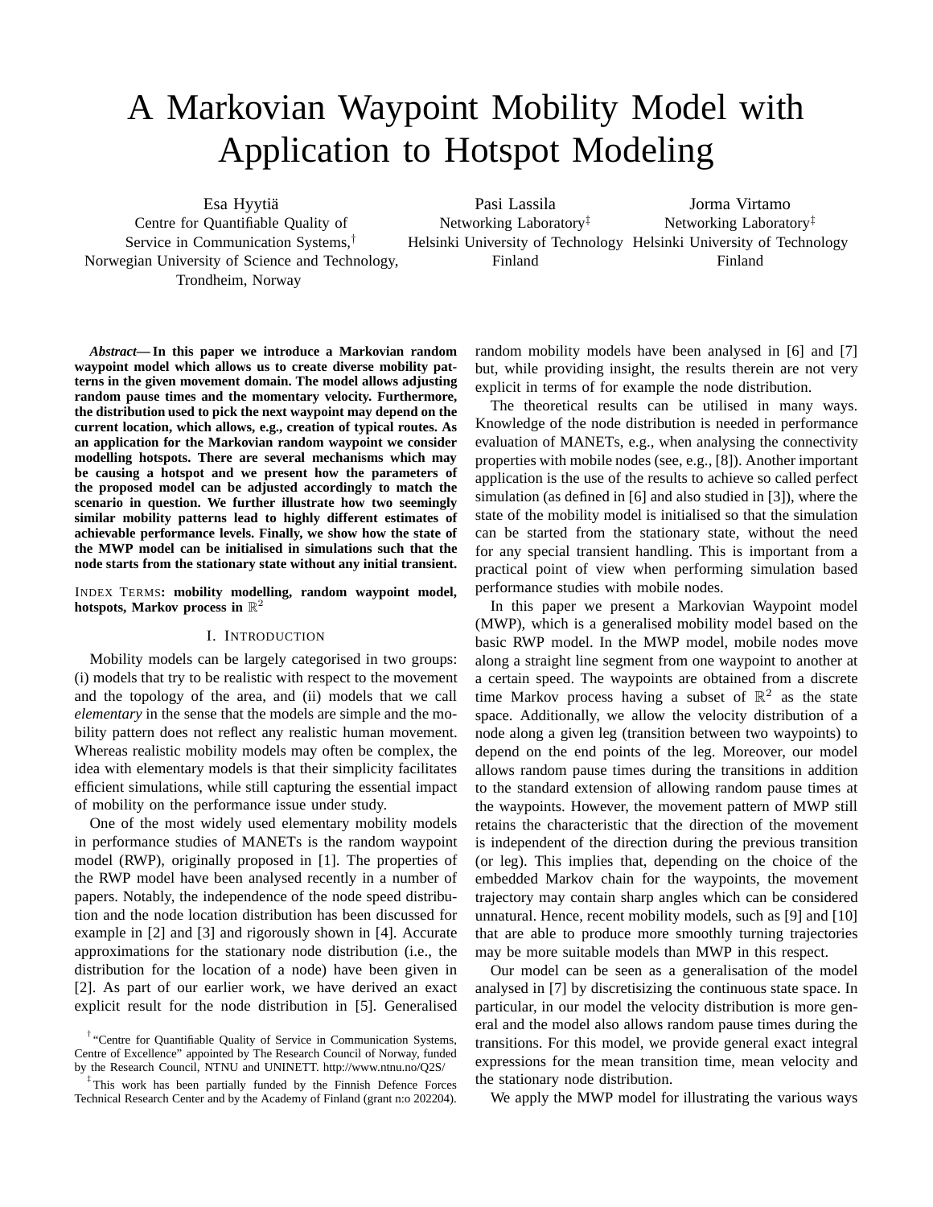# A Markovian Waypoint Mobility Model with Application to Hotspot Modeling

Esa Hyytiä
Centre for Quantifiable Quality of Service in Communication Systems,[†]
Norwegian University of Science and Technology,
Trondheim, Norway

Pasi Lassila
Networking Laboratory[‡]
Helsinki University of Technology
Finland

Jorma Virtamo
Networking Laboratory[‡]
Helsinki University of Technology
Finland

***Abstract*— In this paper we introduce a Markovian random waypoint model which allows us to create diverse mobility patterns in the given movement domain. The model allows adjusting random pause times and the momentary velocity. Furthermore, the distribution used to pick the next waypoint may depend on the current location, which allows, e.g., creation of typical routes. As an application for the Markovian random waypoint we consider modelling hotspots. There are several mechanisms which may be causing a hotspot and we present how the parameters of the proposed model can be adjusted accordingly to match the scenario in question. We further illustrate how two seemingly similar mobility patterns lead to highly different estimates of achievable performance levels. Finally, we show how the state of the MWP model can be initialised in simulations such that the node starts from the stationary state without any initial transient.**

INDEX TERMS**: mobility modelling, random waypoint model, hotspots, Markov process in $\mathbb{R}^2$**

## I. INTRODUCTION

Mobility models can be largely categorised in two groups: (i) models that try to be realistic with respect to the movement and the topology of the area, and (ii) models that we call *elementary* in the sense that the models are simple and the mobility pattern does not reflect any realistic human movement. Whereas realistic mobility models may often be complex, the idea with elementary models is that their simplicity facilitates efficient simulations, while still capturing the essential impact of mobility on the performance issue under study.

One of the most widely used elementary mobility models in performance studies of MANETs is the random waypoint model (RWP), originally proposed in [1]. The properties of the RWP model have been analysed recently in a number of papers. Notably, the independence of the node speed distribution and the node location distribution has been discussed for example in [2] and [3] and rigorously shown in [4]. Accurate approximations for the stationary node distribution (i.e., the distribution for the location of a node) have been given in [2]. As part of our earlier work, we have derived an exact explicit result for the node distribution in [5]. Generalised random mobility models have been analysed in [6] and [7] but, while providing insight, the results therein are not very explicit in terms of for example the node distribution.

The theoretical results can be utilised in many ways. Knowledge of the node distribution is needed in performance evaluation of MANETs, e.g., when analysing the connectivity properties with mobile nodes (see, e.g., [8]). Another important application is the use of the results to achieve so called perfect simulation (as defined in [6] and also studied in [3]), where the state of the mobility model is initialised so that the simulation can be started from the stationary state, without the need for any special transient handling. This is important from a practical point of view when performing simulation based performance studies with mobile nodes.

In this paper we present a Markovian Waypoint model (MWP), which is a generalised mobility model based on the basic RWP model. In the MWP model, mobile nodes move along a straight line segment from one waypoint to another at a certain speed. The waypoints are obtained from a discrete time Markov process having a subset of $\mathbb{R}^2$ as the state space. Additionally, we allow the velocity distribution of a node along a given leg (transition between two waypoints) to depend on the end points of the leg. Moreover, our model allows random pause times during the transitions in addition to the standard extension of allowing random pause times at the waypoints. However, the movement pattern of MWP still retains the characteristic that the direction of the movement is independent of the direction during the previous transition (or leg). This implies that, depending on the choice of the embedded Markov chain for the waypoints, the movement trajectory may contain sharp angles which can be considered unnatural. Hence, recent mobility models, such as [9] and [10] that are able to produce more smoothly turning trajectories may be more suitable models than MWP in this respect.

Our model can be seen as a generalisation of the model analysed in [7] by discretisizing the continuous state space. In particular, in our model the velocity distribution is more general and the model also allows random pause times during the transitions. For this model, we provide general exact integral expressions for the mean transition time, mean velocity and the stationary node distribution.

We apply the MWP model for illustrating the various ways

[†] "Centre for Quantifiable Quality of Service in Communication Systems, Centre of Excellence" appointed by The Research Council of Norway, funded by the Research Council, NTNU and UNINETT. http://www.ntnu.no/Q2S/

[‡] This work has been partially funded by the Finnish Defence Forces Technical Research Center and by the Academy of Finland (grant n:o 202204).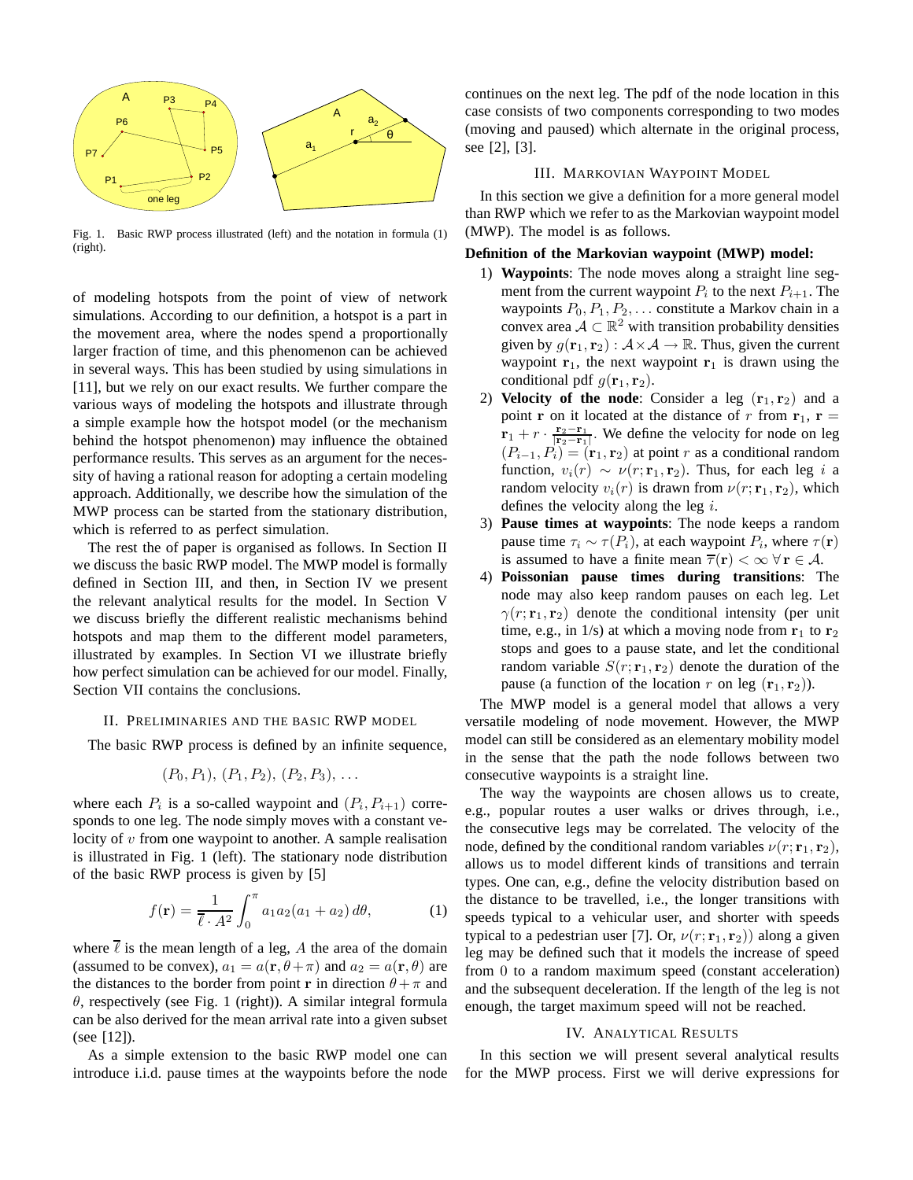Fig. 1. Basic RWP process illustrated (left) and the notation in formula (1) (right).

of modeling hotspots from the point of view of network simulations. According to our definition, a hotspot is a part in the movement area, where the nodes spend a proportionally larger fraction of time, and this phenomenon can be achieved in several ways. This has been studied by using simulations in [11], but we rely on our exact results. We further compare the various ways of modeling the hotspots and illustrate through a simple example how the hotspot model (or the mechanism behind the hotspot phenomenon) may influence the obtained performance results. This serves as an argument for the necessity of having a rational reason for adopting a certain modeling approach. Additionally, we describe how the simulation of the MWP process can be started from the stationary distribution, which is referred to as perfect simulation.

The rest the of paper is organised as follows. In Section II we discuss the basic RWP model. The MWP model is formally defined in Section III, and then, in Section IV we present the relevant analytical results for the model. In Section V we discuss briefly the different realistic mechanisms behind hotspots and map them to the different model parameters, illustrated by examples. In Section VI we illustrate briefly how perfect simulation can be achieved for our model. Finally, Section VII contains the conclusions.

## II. Preliminaries and the basic RWP model

The basic RWP process is defined by an infinite sequence,

$$(P_0, P_1),\ (P_1, P_2),\ (P_2, P_3),\ \ldots$$

where each $P_i$ is a so-called waypoint and $(P_i, P_{i+1})$ corresponds to one leg. The node simply moves with a constant velocity of $v$ from one waypoint to another. A sample realisation is illustrated in Fig. 1 (left). The stationary node distribution of the basic RWP process is given by [5]

$$f(\mathbf{r}) = \frac{1}{\overline{\ell} \cdot A^2} \int_0^{\pi} a_1 a_2 (a_1 + a_2)\, d\theta, \tag{1}$$

where $\overline{\ell}$ is the mean length of a leg, $A$ the area of the domain (assumed to be convex), $a_1 = a(\mathbf{r}, \theta+\pi)$ and $a_2 = a(\mathbf{r}, \theta)$ are the distances to the border from point $\mathbf{r}$ in direction $\theta+\pi$ and $\theta$, respectively (see Fig. 1 (right)). A similar integral formula can be also derived for the mean arrival rate into a given subset (see [12]).

As a simple extension to the basic RWP model one can introduce i.i.d. pause times at the waypoints before the node continues on the next leg. The pdf of the node location in this case consists of two components corresponding to two modes (moving and paused) which alternate in the original process, see [2], [3].

## III. Markovian Waypoint Model

In this section we give a definition for a more general model than RWP which we refer to as the Markovian waypoint model (MWP). The model is as follows.

**Definition of the Markovian waypoint (MWP) model:**

1) **Waypoints**: The node moves along a straight line segment from the current waypoint $P_i$ to the next $P_{i+1}$. The waypoints $P_0, P_1, P_2, \ldots$ constitute a Markov chain in a convex area $\mathcal{A} \subset \mathbb{R}^2$ with transition probability densities given by $g(\mathbf{r}_1, \mathbf{r}_2) : \mathcal{A} \times \mathcal{A} \to \mathbb{R}$. Thus, given the current waypoint $\mathbf{r}_1$, the next waypoint $\mathbf{r}_1$ is drawn using the conditional pdf $g(\mathbf{r}_1, \mathbf{r}_2)$.
2) **Velocity of the node**: Consider a leg $(\mathbf{r}_1, \mathbf{r}_2)$ and a point $\mathbf{r}$ on it located at the distance of $r$ from $\mathbf{r}_1$, $\mathbf{r} = \mathbf{r}_1 + r \cdot \frac{\mathbf{r}_2 - \mathbf{r}_1}{|\mathbf{r}_2 - \mathbf{r}_1|}$. We define the velocity for node on leg $(P_{i-1}, P_i) = (\mathbf{r}_1, \mathbf{r}_2)$ at point $r$ as a conditional random function, $v_i(r) \sim \nu(r; \mathbf{r}_1, \mathbf{r}_2)$. Thus, for each leg $i$ a random velocity $v_i(r)$ is drawn from $\nu(r; \mathbf{r}_1, \mathbf{r}_2)$, which defines the velocity along the leg $i$.
3) **Pause times at waypoints**: The node keeps a random pause time $\tau_i \sim \tau(P_i)$, at each waypoint $P_i$, where $\tau(\mathbf{r})$ is assumed to have a finite mean $\overline{\tau}(\mathbf{r}) < \infty\ \forall\, \mathbf{r} \in \mathcal{A}$.
4) **Poissonian pause times during transitions**: The node may also keep random pauses on each leg. Let $\gamma(r; \mathbf{r}_1, \mathbf{r}_2)$ denote the conditional intensity (per unit time, e.g., in 1/s) at which a moving node from $\mathbf{r}_1$ to $\mathbf{r}_2$ stops and goes to a pause state, and let the conditional random variable $S(r; \mathbf{r}_1, \mathbf{r}_2)$ denote the duration of the pause (a function of the location $r$ on leg $(\mathbf{r}_1, \mathbf{r}_2)$).

The MWP model is a general model that allows a very versatile modeling of node movement. However, the MWP model can still be considered as an elementary mobility model in the sense that the path the node follows between two consecutive waypoints is a straight line.

The way the waypoints are chosen allows us to create, e.g., popular routes a user walks or drives through, i.e., the consecutive legs may be correlated. The velocity of the node, defined by the conditional random variables $\nu(r; \mathbf{r}_1, \mathbf{r}_2)$, allows us to model different kinds of transitions and terrain types. One can, e.g., define the velocity distribution based on the distance to be travelled, i.e., the longer transitions with speeds typical to a vehicular user, and shorter with speeds typical to a pedestrian user [7]. Or, $\nu(r; \mathbf{r}_1, \mathbf{r}_2))$ along a given leg may be defined such that it models the increase of speed from 0 to a random maximum speed (constant acceleration) and the subsequent deceleration. If the length of the leg is not enough, the target maximum speed will not be reached.

## IV. Analytical Results

In this section we will present several analytical results for the MWP process. First we will derive expressions for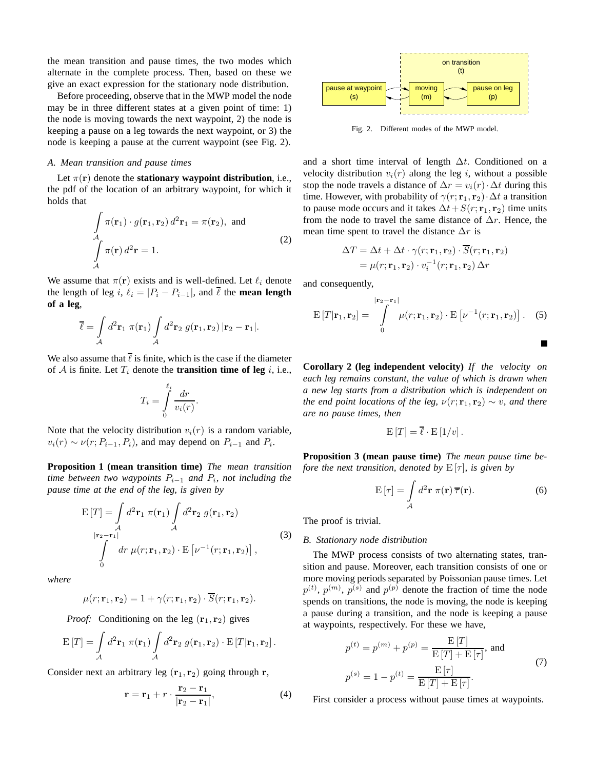the mean transition and pause times, the two modes which alternate in the complete process. Then, based on these we give an exact expression for the stationary node distribution.

Before proceeding, observe that in the MWP model the node may be in three different states at a given point of time: 1) the node is moving towards the next waypoint, 2) the node is keeping a pause on a leg towards the next waypoint, or 3) the node is keeping a pause at the current waypoint (see Fig. 2).

on transition (t)

pause at waypoint (s) | moving (m) | pause on leg (p)

Fig. 2. Different modes of the MWP model.

### A. Mean transition and pause times

Let $\pi(\mathbf{r})$ denote the **stationary waypoint distribution**, i.e., the pdf of the location of an arbitrary waypoint, for which it holds that

$$
\begin{aligned}
&\int_{\mathcal{A}} \pi(\mathbf{r}_1) \cdot g(\mathbf{r}_1, \mathbf{r}_2)\, d^2\mathbf{r}_1 = \pi(\mathbf{r}_2), \text{ and} \\
&\int_{\mathcal{A}} \pi(\mathbf{r})\, d^2\mathbf{r} = 1.
\end{aligned}
\tag{2}
$$

We assume that $\pi(\mathbf{r})$ exists and is well-defined. Let $\ell_i$ denote the length of leg $i$, $\ell_i = |P_i - P_{i-1}|$, and $\overline{\ell}$ the **mean length of a leg**,

$$
\overline{\ell} = \int_{\mathcal{A}} d^2\mathbf{r}_1\ \pi(\mathbf{r}_1) \int_{\mathcal{A}} d^2\mathbf{r}_2\ g(\mathbf{r}_1, \mathbf{r}_2)\, |\mathbf{r}_2 - \mathbf{r}_1|.
$$

We also assume that $\overline{\ell}$ is finite, which is the case if the diameter of $\mathcal{A}$ is finite. Let $T_i$ denote the **transition time of leg** $i$, i.e.,

$$
T_i = \int_0^{\ell_i} \frac{dr}{v_i(r)}.
$$

Note that the velocity distribution $v_i(r)$ is a random variable, $v_i(r) \sim \nu(r; P_{i-1}, P_i)$, and may depend on $P_{i-1}$ and $P_i$.

**Proposition 1 (mean transition time)** *The mean transition time between two waypoints $P_{i-1}$ and $P_i$, not including the pause time at the end of the leg, is given by*

$$
\begin{aligned}
\mathrm{E}[T] = &\int_{\mathcal{A}} d^2\mathbf{r}_1\ \pi(\mathbf{r}_1) \int_{\mathcal{A}} d^2\mathbf{r}_2\ g(\mathbf{r}_1, \mathbf{r}_2) \\
&\int_0^{|\mathbf{r}_2 - \mathbf{r}_1|} dr\ \mu(r; \mathbf{r}_1, \mathbf{r}_2) \cdot \mathrm{E}\left[\nu^{-1}(r; \mathbf{r}_1, \mathbf{r}_2)\right],
\end{aligned}
\tag{3}
$$

*where*

$$
\mu(r; \mathbf{r}_1, \mathbf{r}_2) = 1 + \gamma(r; \mathbf{r}_1, \mathbf{r}_2) \cdot \overline{S}(r; \mathbf{r}_1, \mathbf{r}_2).
$$

*Proof:* Conditioning on the leg $(\mathbf{r}_1, \mathbf{r}_2)$ gives

$$
\mathrm{E}[T] = \int_{\mathcal{A}} d^2\mathbf{r}_1\ \pi(\mathbf{r}_1) \int_{\mathcal{A}} d^2\mathbf{r}_2\ g(\mathbf{r}_1, \mathbf{r}_2) \cdot \mathrm{E}[T | \mathbf{r}_1, \mathbf{r}_2].
$$

Consider next an arbitrary leg $(\mathbf{r}_1, \mathbf{r}_2)$ going through $\mathbf{r}$,

$$
\mathbf{r} = \mathbf{r}_1 + r \cdot \frac{\mathbf{r}_2 - \mathbf{r}_1}{|\mathbf{r}_2 - \mathbf{r}_1|},
\tag{4}
$$

and a short time interval of length $\Delta t$. Conditioned on a velocity distribution $v_i(r)$ along the leg $i$, without a possible stop the node travels a distance of $\Delta r = v_i(r) \cdot \Delta t$ during this time. However, with probability of $\gamma(r; \mathbf{r}_1, \mathbf{r}_2) \cdot \Delta t$ a transition to pause mode occurs and it takes $\Delta t + S(r; \mathbf{r}_1, \mathbf{r}_2)$ time units from the node to travel the same distance of $\Delta r$. Hence, the mean time spent to travel the distance $\Delta r$ is

$$
\begin{aligned}
\Delta T &= \Delta t + \Delta t \cdot \gamma(r; \mathbf{r}_1, \mathbf{r}_2) \cdot \overline{S}(r; \mathbf{r}_1, \mathbf{r}_2) \\
&= \mu(r; \mathbf{r}_1, \mathbf{r}_2) \cdot v_i^{-1}(r; \mathbf{r}_1, \mathbf{r}_2)\, \Delta r
\end{aligned}
$$

and consequently,

$$
\mathrm{E}[T | \mathbf{r}_1, \mathbf{r}_2] = \int_0^{|\mathbf{r}_2 - \mathbf{r}_1|} \mu(r; \mathbf{r}_1, \mathbf{r}_2) \cdot \mathrm{E}\left[\nu^{-1}(r; \mathbf{r}_1, \mathbf{r}_2)\right].
\tag{5}
$$

■

**Corollary 2 (leg independent velocity)** *If the velocity on each leg remains constant, the value of which is drawn when a new leg starts from a distribution which is independent on the end point locations of the leg, $\nu(r; \mathbf{r}_1, \mathbf{r}_2) \sim v$, and there are no pause times, then*

$$
\mathrm{E}[T] = \overline{\ell} \cdot \mathrm{E}[1/v].
$$

**Proposition 3 (mean pause time)** *The mean pause time before the next transition, denoted by $\mathrm{E}[\tau]$, is given by*

$$
\mathrm{E}[\tau] = \int_{\mathcal{A}} d^2\mathbf{r}\ \pi(\mathbf{r})\, \overline{\tau}(\mathbf{r}).
\tag{6}
$$

The proof is trivial.

### B. Stationary node distribution

The MWP process consists of two alternating states, transition and pause. Moreover, each transition consists of one or more moving periods separated by Poissonian pause times. Let $p^{(t)}$, $p^{(m)}$, $p^{(s)}$ and $p^{(p)}$ denote the fraction of time the node spends on transitions, the node is moving, the node is keeping a pause during a transition, and the node is keeping a pause at waypoints, respectively. For these we have,

$$
\begin{aligned}
&p^{(t)} = p^{(m)} + p^{(p)} = \frac{\mathrm{E}[T]}{\mathrm{E}[T] + \mathrm{E}[\tau]}, \text{ and} \\
&p^{(s)} = 1 - p^{(t)} = \frac{\mathrm{E}[\tau]}{\mathrm{E}[T] + \mathrm{E}[\tau]}.
\end{aligned}
\tag{7}
$$

First consider a process without pause times at waypoints.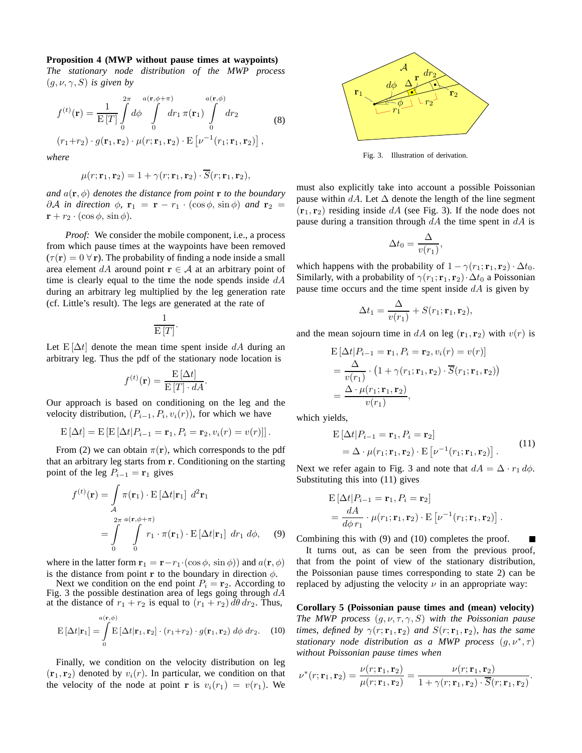**Proposition 4 (MWP without pause times at waypoints)** *The stationary node distribution of the MWP process $(g, \nu, \gamma, S)$ is given by*

$$
f^{(t)}(\mathbf{r}) = \frac{1}{\mathrm{E}[T]} \int_0^{2\pi} d\phi \int_0^{a(\mathbf{r},\phi+\pi)} dr_1\, \pi(\mathbf{r}_1) \int_0^{a(\mathbf{r},\phi)} dr_2
$$
$$
(r_1 + r_2) \cdot g(\mathbf{r}_1, \mathbf{r}_2) \cdot \mu(r; \mathbf{r}_1, \mathbf{r}_2) \cdot \mathrm{E}\left[\nu^{-1}(r_1; \mathbf{r}_1, \mathbf{r}_2)\right], \tag{8}
$$

*where*

$$
\mu(r; \mathbf{r}_1, \mathbf{r}_2) = 1 + \gamma(r; \mathbf{r}_1, \mathbf{r}_2) \cdot \overline{S}(r; \mathbf{r}_1, \mathbf{r}_2),
$$

*and $a(\mathbf{r}, \phi)$ denotes the distance from point $\mathbf{r}$ to the boundary $\partial\mathcal{A}$ in direction $\phi$, $\mathbf{r}_1 = \mathbf{r} - r_1 \cdot (\cos\phi, \sin\phi)$ and $\mathbf{r}_2 = \mathbf{r} + r_2 \cdot (\cos\phi, \sin\phi)$.*

*Proof:* We consider the mobile component, i.e., a process from which pause times at the waypoints have been removed ($\tau(\mathbf{r}) = 0\ \forall\, \mathbf{r}$). The probability of finding a node inside a small area element $dA$ around point $\mathbf{r} \in \mathcal{A}$ at an arbitrary point of time is clearly equal to the time the node spends inside $dA$ during an arbitrary leg multiplied by the leg generation rate (cf. Little's result). The legs are generated at the rate of

$$
\frac{1}{\mathrm{E}[T]}.
$$

Let $\mathrm{E}[\Delta t]$ denote the mean time spent inside $dA$ during an arbitrary leg. Thus the pdf of the stationary node location is

$$
f^{(t)}(\mathbf{r}) = \frac{\mathrm{E}[\Delta t]}{\mathrm{E}[T] \cdot dA}.
$$

Our approach is based on conditioning on the leg and the velocity distribution, $(P_{i-1}, P_i, v_i(r))$, for which we have

$$
\mathrm{E}[\Delta t] = \mathrm{E}\left[\mathrm{E}\left[\Delta t | P_{i-1} = \mathbf{r}_1, P_i = \mathbf{r}_2, v_i(r) = v(r)\right]\right].
$$

From (2) we can obtain $\pi(\mathbf{r})$, which corresponds to the pdf that an arbitrary leg starts from $\mathbf{r}$. Conditioning on the starting point of the leg $P_{i-1} = \mathbf{r}_1$ gives

$$
\begin{aligned}
f^{(t)}(\mathbf{r}) &= \int_{\mathcal{A}} \pi(\mathbf{r}_1) \cdot \mathrm{E}[\Delta t | \mathbf{r}_1]\ d^2\mathbf{r}_1 \\
&= \int_0^{2\pi} \int_0^{a(\mathbf{r},\phi+\pi)} r_1 \cdot \pi(\mathbf{r}_1) \cdot \mathrm{E}[\Delta t | \mathbf{r}_1]\ dr_1\, d\phi, 
\end{aligned} \tag{9}
$$

where in the latter form $\mathbf{r}_1 = \mathbf{r} - r_1 \cdot (\cos\phi, \sin\phi))$ and $a(\mathbf{r}, \phi)$ is the distance from point $\mathbf{r}$ to the boundary in direction $\phi$.

Next we condition on the end point $P_i = \mathbf{r}_2$. According to Fig. 3 the possible destination area of legs going through $dA$ at the distance of $r_1 + r_2$ is equal to $(r_1 + r_2)\, d\theta\, dr_2$. Thus,

$$
\mathrm{E}[\Delta t | \mathbf{r}_1] = \int_0^{a(\mathbf{r},\phi)} \mathrm{E}[\Delta t | \mathbf{r}_1, \mathbf{r}_2] \cdot (r_1 + r_2) \cdot g(\mathbf{r}_1, \mathbf{r}_2)\ d\phi\ dr_2. \tag{10}
$$

Finally, we condition on the velocity distribution on leg $(\mathbf{r}_1, \mathbf{r}_2)$ denoted by $v_i(r)$. In particular, we condition on that the velocity of the node at point $\mathbf{r}$ is $v_i(r_1) = v(r_1)$. We must also explicitly take into account a possible Poissonian pause within $dA$. Let $\Delta$ denote the length of the line segment $(\mathbf{r}_1, \mathbf{r}_2)$ residing inside $dA$ (see Fig. 3). If the node does not pause during a transition through $dA$ the time spent in $dA$ is

Fig. 3. Illustration of derivation.

$$
\Delta t_0 = \frac{\Delta}{v(r_1)},
$$

which happens with the probability of $1 - \gamma(r_1; \mathbf{r}_1, \mathbf{r}_2) \cdot \Delta t_0$. Similarly, with a probability of $\gamma(r_1; \mathbf{r}_1, \mathbf{r}_2) \cdot \Delta t_0$ a Poissonian pause time occurs and the time spent inside $dA$ is given by

$$
\Delta t_1 = \frac{\Delta}{v(r_1)} + S(r_1; \mathbf{r}_1, \mathbf{r}_2),
$$

and the mean sojourn time in $dA$ on leg $(\mathbf{r}_1, \mathbf{r}_2)$ with $v(r)$ is

$$
\begin{aligned}
&\mathrm{E}\left[\Delta t | P_{i-1} = \mathbf{r}_1, P_i = \mathbf{r}_2, v_i(r) = v(r)\right] \\
&= \frac{\Delta}{v(r_1)} \cdot \left(1 + \gamma(r_1; \mathbf{r}_1, \mathbf{r}_2) \cdot \overline{S}(r_1; \mathbf{r}_1, \mathbf{r}_2)\right) \\
&= \frac{\Delta \cdot \mu(r_1; \mathbf{r}_1, \mathbf{r}_2)}{v(r_1)},
\end{aligned}
$$

which yields,

$$
\begin{aligned}
&\mathrm{E}\left[\Delta t | P_{i-1} = \mathbf{r}_1, P_i = \mathbf{r}_2\right] \\
&\quad = \Delta \cdot \mu(r_1; \mathbf{r}_1, \mathbf{r}_2) \cdot \mathrm{E}\left[\nu^{-1}(r_1; \mathbf{r}_1, \mathbf{r}_2)\right].
\end{aligned} \tag{11}
$$

Next we refer again to Fig. 3 and note that $dA = \Delta \cdot r_1\, d\phi$. Substituting this into (11) gives

$$
\begin{aligned}
&\mathrm{E}\left[\Delta t | P_{i-1} = \mathbf{r}_1, P_i = \mathbf{r}_2\right] \\
&= \frac{dA}{d\phi\, r_1} \cdot \mu(r_1; \mathbf{r}_1, \mathbf{r}_2) \cdot \mathrm{E}\left[\nu^{-1}(r_1; \mathbf{r}_1, \mathbf{r}_2)\right].
\end{aligned}
$$

Combining this with (9) and (10) completes the proof. ■

It turns out, as can be seen from the previous proof, that from the point of view of the stationary distribution, the Poissonian pause times corresponding to state 2) can be replaced by adjusting the velocity $\nu$ in an appropriate way:

**Corollary 5 (Poissonian pause times and (mean) velocity)** *The MWP process $(g, \nu, \tau, \gamma, S)$ with the Poissonian pause times, defined by $\gamma(r; \mathbf{r}_1, \mathbf{r}_2)$ and $S(r; \mathbf{r}_1, \mathbf{r}_2)$, has the same stationary node distribution as a MWP process $(g, \nu^*, \tau)$ without Poissonian pause times when*

$$
\nu^*(r; \mathbf{r}_1, \mathbf{r}_2) = \frac{\nu(r; \mathbf{r}_1, \mathbf{r}_2)}{\mu(r; \mathbf{r}_1, \mathbf{r}_2)} = \frac{\nu(r; \mathbf{r}_1, \mathbf{r}_2)}{1 + \gamma(r; \mathbf{r}_1, \mathbf{r}_2) \cdot \overline{S}(r; \mathbf{r}_1, \mathbf{r}_2)}.
$$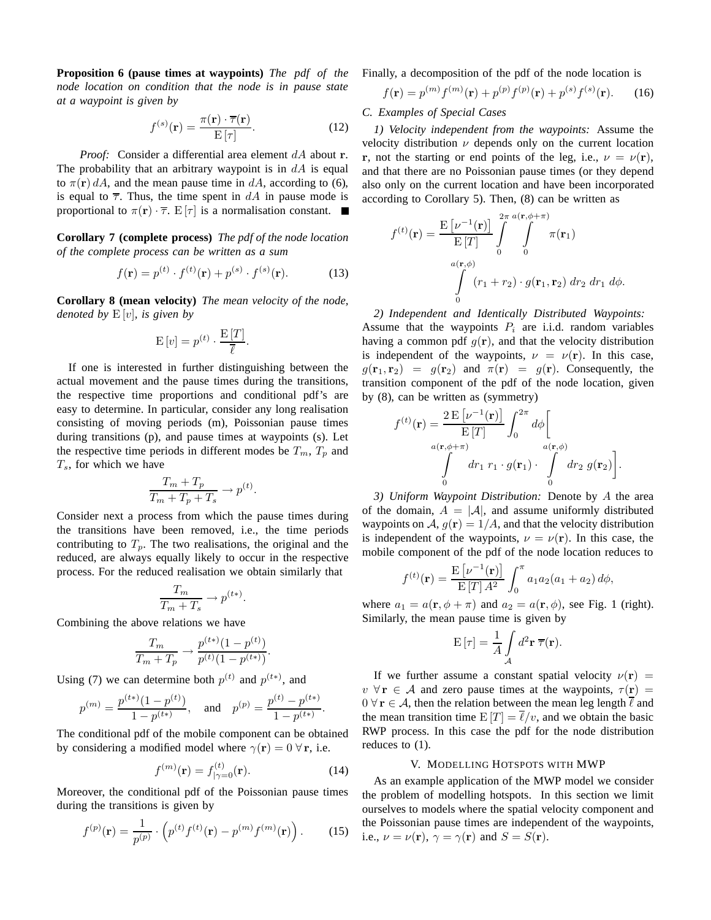**Proposition 6 (pause times at waypoints)** *The pdf of the node location on condition that the node is in pause state at a waypoint is given by*

$$f^{(s)}(\mathbf{r}) = \frac{\pi(\mathbf{r}) \cdot \overline{\tau}(\mathbf{r})}{\mathrm{E}[\tau]}. \tag{12}$$

*Proof:* Consider a differential area element $dA$ about $\mathbf{r}$. The probability that an arbitrary waypoint is in $dA$ is equal to $\pi(\mathbf{r})\,dA$, and the mean pause time in $dA$, according to (6), is equal to $\overline{\tau}$. Thus, the time spent in $dA$ in pause mode is proportional to $\pi(\mathbf{r}) \cdot \overline{\tau}$. $\mathrm{E}[\tau]$ is a normalisation constant. ■

**Corollary 7 (complete process)** *The pdf of the node location of the complete process can be written as a sum*

$$f(\mathbf{r}) = p^{(t)} \cdot f^{(t)}(\mathbf{r}) + p^{(s)} \cdot f^{(s)}(\mathbf{r}). \tag{13}$$

**Corollary 8 (mean velocity)** *The mean velocity of the node, denoted by* $\mathrm{E}[v]$*, is given by*

$$\mathrm{E}[v] = p^{(t)} \cdot \frac{\mathrm{E}[T]}{\overline{\ell}}.$$

If one is interested in further distinguishing between the actual movement and the pause times during the transitions, the respective time proportions and conditional pdf's are easy to determine. In particular, consider any long realisation consisting of moving periods (m), Poissonian pause times during transitions (p), and pause times at waypoints (s). Let the respective time periods in different modes be $T_m$, $T_p$ and $T_s$, for which we have

$$\frac{T_m + T_p}{T_m + T_p + T_s} \to p^{(t)}.$$

Consider next a process from which the pause times during the transitions have been removed, i.e., the time periods contributing to $T_p$. The two realisations, the original and the reduced, are always equally likely to occur in the respective process. For the reduced realisation we obtain similarly that

$$\frac{T_m}{T_m + T_s} \to p^{(t*)}.$$

Combining the above relations we have

$$\frac{T_m}{T_m + T_p} \to \frac{p^{(t*)}(1 - p^{(t)})}{p^{(t)}(1 - p^{(t*)})}.$$

Using (7) we can determine both $p^{(t)}$ and $p^{(t*)}$, and

$$p^{(m)} = \frac{p^{(t*)}(1 - p^{(t)})}{1 - p^{(t*)}}, \quad \text{and} \quad p^{(p)} = \frac{p^{(t)} - p^{(t*)}}{1 - p^{(t*)}}.$$

The conditional pdf of the mobile component can be obtained by considering a modified model where $\gamma(\mathbf{r}) = 0\ \forall\,\mathbf{r}$, i.e.

$$f^{(m)}(\mathbf{r}) = f^{(t)}_{|\gamma=0}(\mathbf{r}). \tag{14}$$

Moreover, the conditional pdf of the Poissonian pause times during the transitions is given by

$$f^{(p)}(\mathbf{r}) = \frac{1}{p^{(p)}} \cdot \left( p^{(t)} f^{(t)}(\mathbf{r}) - p^{(m)} f^{(m)}(\mathbf{r}) \right). \tag{15}$$

Finally, a decomposition of the pdf of the node location is

$$f(\mathbf{r}) = p^{(m)} f^{(m)}(\mathbf{r}) + p^{(p)} f^{(p)}(\mathbf{r}) + p^{(s)} f^{(s)}(\mathbf{r}). \tag{16}$$

### C. Examples of Special Cases

*1) Velocity independent from the waypoints:* Assume the velocity distribution $\nu$ depends only on the current location $\mathbf{r}$, not the starting or end points of the leg, i.e., $\nu = \nu(\mathbf{r})$, and that there are no Poissonian pause times (or they depend also only on the current location and have been incorporated according to Corollary 5). Then, (8) can be written as

$$f^{(t)}(\mathbf{r}) = \frac{\mathrm{E}\left[\nu^{-1}(\mathbf{r})\right]}{\mathrm{E}[T]} \int_0^{2\pi} \int_0^{a(\mathbf{r},\phi+\pi)} \pi(\mathbf{r}_1) \int_0^{a(\mathbf{r},\phi)} (r_1 + r_2) \cdot g(\mathbf{r}_1, \mathbf{r}_2)\, dr_2\, dr_1\, d\phi.$$

*2) Independent and Identically Distributed Waypoints:* Assume that the waypoints $P_i$ are i.i.d. random variables having a common pdf $g(\mathbf{r})$, and that the velocity distribution is independent of the waypoints, $\nu = \nu(\mathbf{r})$. In this case, $g(\mathbf{r}_1, \mathbf{r}_2) = g(\mathbf{r}_2)$ and $\pi(\mathbf{r}) = g(\mathbf{r})$. Consequently, the transition component of the pdf of the node location, given by (8), can be written as (symmetry)

$$f^{(t)}(\mathbf{r}) = \frac{2\,\mathrm{E}\left[\nu^{-1}(\mathbf{r})\right]}{\mathrm{E}[T]} \int_0^{2\pi} d\phi \left[ \int_0^{a(\mathbf{r},\phi+\pi)} dr_1\, r_1 \cdot g(\mathbf{r}_1) \cdot \int_0^{a(\mathbf{r},\phi)} dr_2\, g(\mathbf{r}_2) \right].$$

*3) Uniform Waypoint Distribution:* Denote by $A$ the area of the domain, $A = |\mathcal{A}|$, and assume uniformly distributed waypoints on $\mathcal{A}$, $g(\mathbf{r}) = 1/A$, and that the velocity distribution is independent of the waypoints, $\nu = \nu(\mathbf{r})$. In this case, the mobile component of the pdf of the node location reduces to

$$f^{(t)}(\mathbf{r}) = \frac{\mathrm{E}\left[\nu^{-1}(\mathbf{r})\right]}{\mathrm{E}[T]\, A^2} \int_0^{\pi} a_1 a_2 (a_1 + a_2)\, d\phi,$$

where $a_1 = a(\mathbf{r}, \phi + \pi)$ and $a_2 = a(\mathbf{r}, \phi)$, see Fig. 1 (right). Similarly, the mean pause time is given by

$$\mathrm{E}[\tau] = \frac{1}{A} \int_{\mathcal{A}} d^2\mathbf{r}\ \overline{\tau}(\mathbf{r}).$$

If we further assume a constant spatial velocity $\nu(\mathbf{r}) = v\ \forall\,\mathbf{r} \in \mathcal{A}$ and zero pause times at the waypoints, $\tau(\mathbf{r}) = 0\ \forall\,\mathbf{r} \in \mathcal{A}$, then the relation between the mean leg length $\overline{\ell}$ and the mean transition time $\mathrm{E}[T] = \overline{\ell}/v$, and we obtain the basic RWP process. In this case the pdf for the node distribution reduces to (1).

## V. Modelling Hotspots with MWP

As an example application of the MWP model we consider the problem of modelling hotspots. In this section we limit ourselves to models where the spatial velocity component and the Poissonian pause times are independent of the waypoints, i.e., $\nu = \nu(\mathbf{r})$, $\gamma = \gamma(\mathbf{r})$ and $S = S(\mathbf{r})$.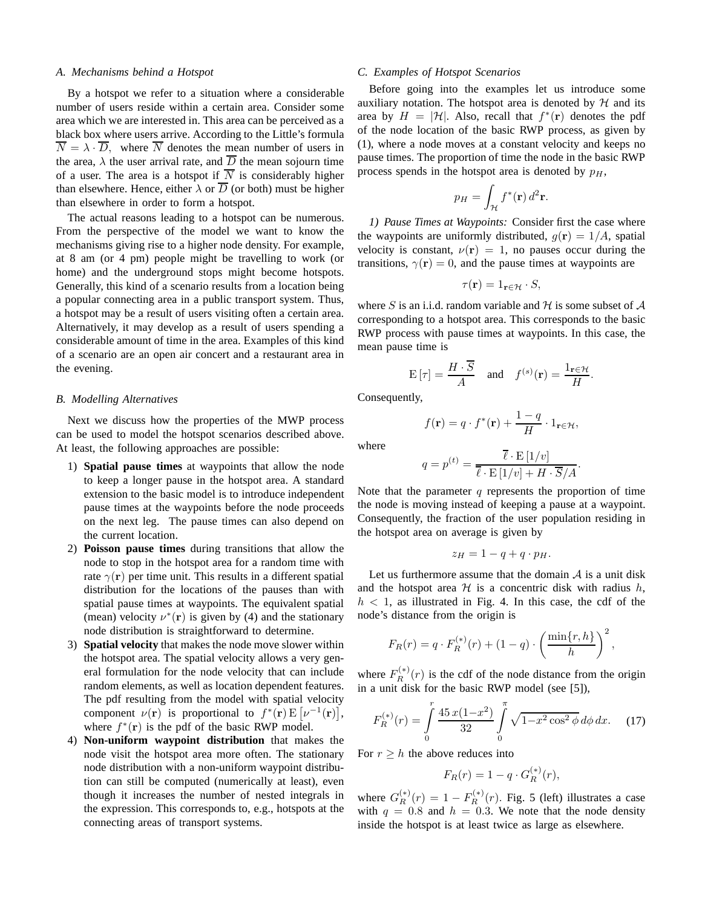### A. Mechanisms behind a Hotspot

By a hotspot we refer to a situation where a considerable number of users reside within a certain area. Consider some area which we are interested in. This area can be perceived as a black box where users arrive. According to the Little's formula $\overline{N} = \lambda \cdot \overline{D}$, where $\overline{N}$ denotes the mean number of users in the area, $\lambda$ the user arrival rate, and $\overline{D}$ the mean sojourn time of a user. The area is a hotspot if $\overline{N}$ is considerably higher than elsewhere. Hence, either $\lambda$ or $\overline{D}$ (or both) must be higher than elsewhere in order to form a hotspot.

The actual reasons leading to a hotspot can be numerous. From the perspective of the model we want to know the mechanisms giving rise to a higher node density. For example, at 8 am (or 4 pm) people might be travelling to work (or home) and the underground stops might become hotspots. Generally, this kind of a scenario results from a location being a popular connecting area in a public transport system. Thus, a hotspot may be a result of users visiting often a certain area. Alternatively, it may develop as a result of users spending a considerable amount of time in the area. Examples of this kind of a scenario are an open air concert and a restaurant area in the evening.

### B. Modelling Alternatives

Next we discuss how the properties of the MWP process can be used to model the hotspot scenarios described above. At least, the following approaches are possible:

1) **Spatial pause times** at waypoints that allow the node to keep a longer pause in the hotspot area. A standard extension to the basic model is to introduce independent pause times at the waypoints before the node proceeds on the next leg. The pause times can also depend on the current location.
2) **Poisson pause times** during transitions that allow the node to stop in the hotspot area for a random time with rate $\gamma(\mathbf{r})$ per time unit. This results in a different spatial distribution for the locations of the pauses than with spatial pause times at waypoints. The equivalent spatial (mean) velocity $\nu^*(\mathbf{r})$ is given by (4) and the stationary node distribution is straightforward to determine.
3) **Spatial velocity** that makes the node move slower within the hotspot area. The spatial velocity allows a very general formulation for the node velocity that can include random elements, as well as location dependent features. The pdf resulting from the model with spatial velocity component $\nu(\mathbf{r})$ is proportional to $f^*(\mathbf{r})\,\mathrm{E}\left[\nu^{-1}(\mathbf{r})\right]$, where $f^*(\mathbf{r})$ is the pdf of the basic RWP model.
4) **Non-uniform waypoint distribution** that makes the node visit the hotspot area more often. The stationary node distribution with a non-uniform waypoint distribution can still be computed (numerically at least), even though it increases the number of nested integrals in the expression. This corresponds to, e.g., hotspots at the connecting areas of transport systems.

### C. Examples of Hotspot Scenarios

Before going into the examples let us introduce some auxiliary notation. The hotspot area is denoted by $\mathcal{H}$ and its area by $H = |\mathcal{H}|$. Also, recall that $f^*(\mathbf{r})$ denotes the pdf of the node location of the basic RWP process, as given by (1), where a node moves at a constant velocity and keeps no pause times. The proportion of time the node in the basic RWP process spends in the hotspot area is denoted by $p_H$,

$$p_H = \int_{\mathcal{H}} f^*(\mathbf{r})\, d^2\mathbf{r}.$$

*1) Pause Times at Waypoints:* Consider first the case where the waypoints are uniformly distributed, $g(\mathbf{r}) = 1/A$, spatial velocity is constant, $\nu(\mathbf{r}) = 1$, no pauses occur during the transitions, $\gamma(\mathbf{r}) = 0$, and the pause times at waypoints are

$$\tau(\mathbf{r}) = 1_{\mathbf{r}\in\mathcal{H}} \cdot S,$$

where $S$ is an i.i.d. random variable and $\mathcal{H}$ is some subset of $\mathcal{A}$ corresponding to a hotspot area. This corresponds to the basic RWP process with pause times at waypoints. In this case, the mean pause time is

$$\mathrm{E}\left[\tau\right] = \frac{H \cdot \overline{S}}{A} \quad \text{and} \quad f^{(s)}(\mathbf{r}) = \frac{1_{\mathbf{r}\in\mathcal{H}}}{H}.$$

Consequently,

$$f(\mathbf{r}) = q \cdot f^*(\mathbf{r}) + \frac{1-q}{H} \cdot 1_{\mathbf{r}\in\mathcal{H}},$$

where

$$q = p^{(t)} = \frac{\overline{\ell} \cdot \mathrm{E}\left[1/v\right]}{\overline{\ell} \cdot \mathrm{E}\left[1/v\right] + H \cdot \overline{S}/A}.$$

Note that the parameter $q$ represents the proportion of time the node is moving instead of keeping a pause at a waypoint. Consequently, the fraction of the user population residing in the hotspot area on average is given by

$$z_H = 1 - q + q \cdot p_H.$$

Let us furthermore assume that the domain $\mathcal{A}$ is a unit disk and the hotspot area $\mathcal{H}$ is a concentric disk with radius $h$, $h < 1$, as illustrated in Fig. 4. In this case, the cdf of the node's distance from the origin is

$$F_R(r) = q \cdot F_R^{(*)}(r) + (1-q) \cdot \left(\frac{\min\{r, h\}}{h}\right)^2,$$

where $F_R^{(*)}(r)$ is the cdf of the node distance from the origin in a unit disk for the basic RWP model (see [5]),

$$F_R^{(*)}(r) = \int_0^r \frac{45\, x(1-x^2)}{32} \int_0^\pi \sqrt{1 - x^2 \cos^2\phi}\, d\phi\, dx. \quad (17)$$

For $r \geq h$ the above reduces into

$$F_R(r) = 1 - q \cdot G_R^{(*)}(r),$$

where $G_R^{(*)}(r) = 1 - F_R^{(*)}(r)$. Fig. 5 (left) illustrates a case with $q = 0.8$ and $h = 0.3$. We note that the node density inside the hotspot is at least twice as large as elsewhere.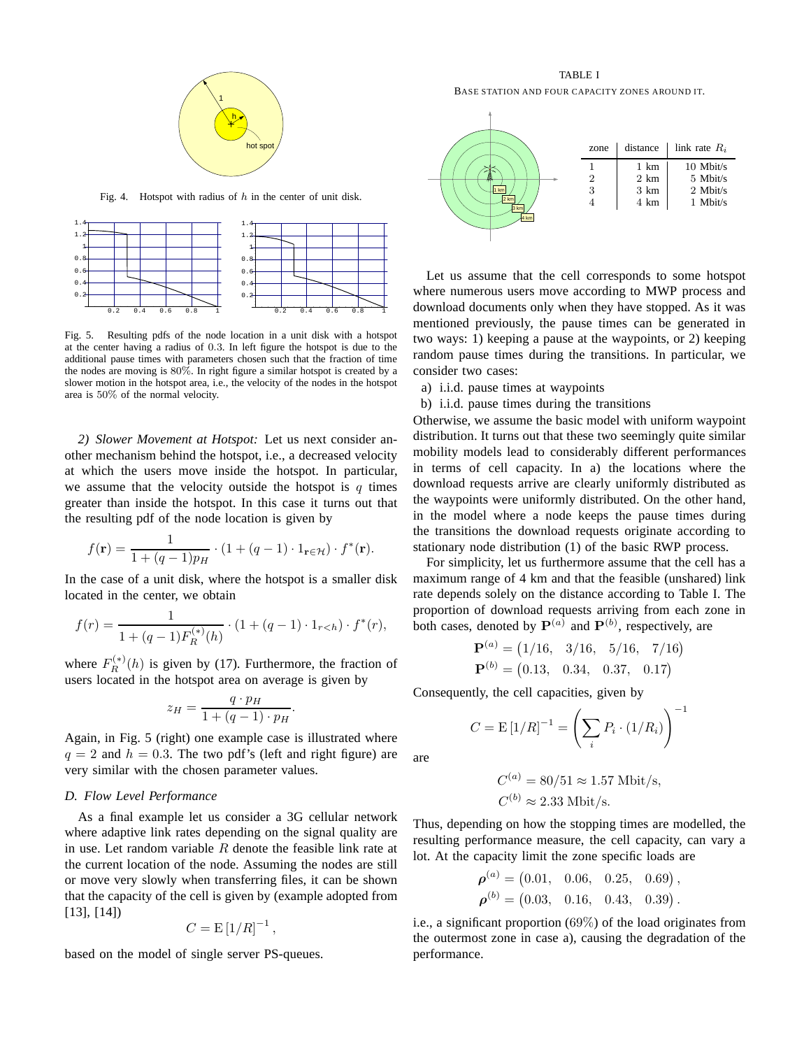Fig. 4. Hotspot with radius of $h$ in the center of unit disk.

Fig. 5. Resulting pdfs of the node location in a unit disk with a hotspot at the center having a radius of 0.3. In left figure the hotspot is due to the additional pause times with parameters chosen such that the fraction of time the nodes are moving is 80%. In right figure a similar hotspot is created by a slower motion in the hotspot area, i.e., the velocity of the nodes in the hotspot area is 50% of the normal velocity.

*2) Slower Movement at Hotspot:* Let us next consider another mechanism behind the hotspot, i.e., a decreased velocity at which the users move inside the hotspot. In particular, we assume that the velocity outside the hotspot is $q$ times greater than inside the hotspot. In this case it turns out that the resulting pdf of the node location is given by

$$f(\mathbf{r}) = \frac{1}{1+(q-1)p_H} \cdot (1 + (q-1) \cdot 1_{\mathbf{r}\in\mathcal{H}}) \cdot f^*(\mathbf{r}).$$

In the case of a unit disk, where the hotspot is a smaller disk located in the center, we obtain

$$f(r) = \frac{1}{1+(q-1)F_R^{(*)}(h)} \cdot (1 + (q-1) \cdot 1_{r<h}) \cdot f^*(r),$$

where $F_R^{(*)}(h)$ is given by (17). Furthermore, the fraction of users located in the hotspot area on average is given by

$$z_H = \frac{q \cdot p_H}{1+(q-1) \cdot p_H}.$$

Again, in Fig. 5 (right) one example case is illustrated where $q = 2$ and $h = 0.3$. The two pdf's (left and right figure) are very similar with the chosen parameter values.

### D. Flow Level Performance

As a final example let us consider a 3G cellular network where adaptive link rates depending on the signal quality are in use. Let random variable $R$ denote the feasible link rate at the current location of the node. Assuming the nodes are still or move very slowly when transferring files, it can be shown that the capacity of the cell is given by (example adopted from [13], [14])

$$C = \mathrm{E}\left[1/R\right]^{-1},$$

based on the model of single server PS-queues.

TABLE I

BASE STATION AND FOUR CAPACITY ZONES AROUND IT.

| zone | distance | link rate $R_i$ |
|---|---|---|
| 1 | 1 km | 10 Mbit/s |
| 2 | 2 km | 5 Mbit/s |
| 3 | 3 km | 2 Mbit/s |
| 4 | 4 km | 1 Mbit/s |

Let us assume that the cell corresponds to some hotspot where numerous users move according to MWP process and download documents only when they have stopped. As it was mentioned previously, the pause times can be generated in two ways: 1) keeping a pause at the waypoints, or 2) keeping random pause times during the transitions. In particular, we consider two cases:

a) i.i.d. pause times at waypoints
b) i.i.d. pause times during the transitions

Otherwise, we assume the basic model with uniform waypoint distribution. It turns out that these two seemingly quite similar mobility models lead to considerably different performances in terms of cell capacity. In a) the locations where the download requests arrive are clearly uniformly distributed as the waypoints were uniformly distributed. On the other hand, in the model where a node keeps the pause times during the transitions the download requests originate according to stationary node distribution (1) of the basic RWP process.

For simplicity, let us furthermore assume that the cell has a maximum range of 4 km and that the feasible (unshared) link rate depends solely on the distance according to Table I. The proportion of download requests arriving from each zone in both cases, denoted by $\mathbf{P}^{(a)}$ and $\mathbf{P}^{(b)}$, respectively, are

$$\mathbf{P}^{(a)} = \begin{pmatrix}1/16, & 3/16, & 5/16, & 7/16\end{pmatrix}$$
$$\mathbf{P}^{(b)} = \begin{pmatrix}0.13, & 0.34, & 0.37, & 0.17\end{pmatrix}$$

Consequently, the cell capacities, given by

$$C = \mathrm{E}\left[1/R\right]^{-1} = \left(\sum_i P_i \cdot (1/R_i)\right)^{-1}$$

are

$$C^{(a)} = 80/51 \approx 1.57 \text{ Mbit/s},$$
$$C^{(b)} \approx 2.33 \text{ Mbit/s}.$$

Thus, depending on how the stopping times are modelled, the resulting performance measure, the cell capacity, can vary a lot. At the capacity limit the zone specific loads are

$$\boldsymbol{\rho}^{(a)} = \begin{pmatrix}0.01, & 0.06, & 0.25, & 0.69\end{pmatrix},$$
$$\boldsymbol{\rho}^{(b)} = \begin{pmatrix}0.03, & 0.16, & 0.43, & 0.39\end{pmatrix}.$$

i.e., a significant proportion (69%) of the load originates from the outermost zone in case a), causing the degradation of the performance.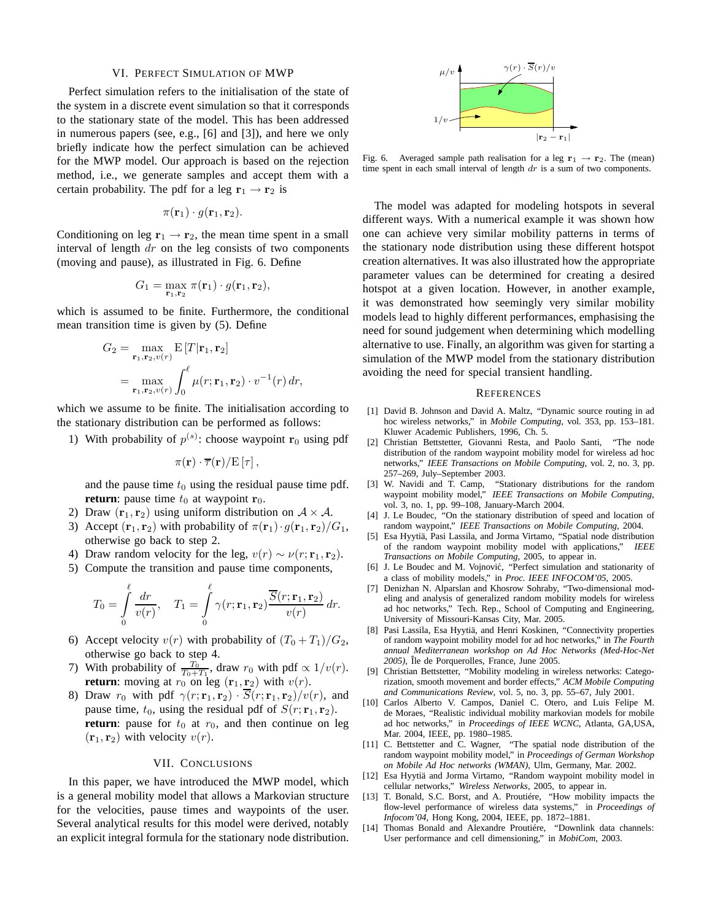## VI. Perfect Simulation of MWP

Perfect simulation refers to the initialisation of the state of the system in a discrete event simulation so that it corresponds to the stationary state of the model. This has been addressed in numerous papers (see, e.g., [6] and [3]), and here we only briefly indicate how the perfect simulation can be achieved for the MWP model. Our approach is based on the rejection method, i.e., we generate samples and accept them with a certain probability. The pdf for a leg $\mathbf{r}_1 \to \mathbf{r}_2$ is

$$\pi(\mathbf{r}_1) \cdot g(\mathbf{r}_1, \mathbf{r}_2).$$

Conditioning on leg $\mathbf{r}_1 \to \mathbf{r}_2$, the mean time spent in a small interval of length $dr$ on the leg consists of two components (moving and pause), as illustrated in Fig. 6. Define

$$G_1 = \max_{\mathbf{r}_1, \mathbf{r}_2} \pi(\mathbf{r}_1) \cdot g(\mathbf{r}_1, \mathbf{r}_2),$$

which is assumed to be finite. Furthermore, the conditional mean transition time is given by (5). Define

$$\begin{aligned} G_2 &= \max_{\mathbf{r}_1, \mathbf{r}_2, v(r)} \mathrm{E}\left[T|\mathbf{r}_1, \mathbf{r}_2\right] \\ &= \max_{\mathbf{r}_1, \mathbf{r}_2, v(r)} \int_0^\ell \mu(r; \mathbf{r}_1, \mathbf{r}_2) \cdot v^{-1}(r)\, dr, \end{aligned}$$

which we assume to be finite. The initialisation according to the stationary distribution can be performed as follows:

1) With probability of $p^{(s)}$: choose waypoint $\mathbf{r}_0$ using pdf

$$\pi(\mathbf{r}) \cdot \overline{\tau}(\mathbf{r}) / \mathrm{E}\left[\tau\right],$$

and the pause time $t_0$ using the residual pause time pdf. **return**: pause time $t_0$ at waypoint $\mathbf{r}_0$.

2) Draw $(\mathbf{r}_1, \mathbf{r}_2)$ using uniform distribution on $\mathcal{A} \times \mathcal{A}$.
3) Accept $(\mathbf{r}_1, \mathbf{r}_2)$ with probability of $\pi(\mathbf{r}_1) \cdot g(\mathbf{r}_1, \mathbf{r}_2)/G_1$, otherwise go back to step 2.
4) Draw random velocity for the leg, $v(r) \sim \nu(r; \mathbf{r}_1, \mathbf{r}_2)$.
5) Compute the transition and pause time components,

$$T_0 = \int_0^\ell \frac{dr}{v(r)}, \quad T_1 = \int_0^\ell \gamma(r; \mathbf{r}_1, \mathbf{r}_2) \frac{\overline{S}(r; \mathbf{r}_1, \mathbf{r}_2)}{v(r)}\, dr.$$

6) Accept velocity $v(r)$ with probability of $(T_0 + T_1)/G_2$, otherwise go back to step 4.
7) With probability of $\frac{T_0}{T_0 + T_1}$, draw $r_0$ with pdf $\propto 1/v(r)$. **return**: moving at $r_0$ on leg $(\mathbf{r}_1, \mathbf{r}_2)$ with $v(r)$.
8) Draw $r_0$ with pdf $\gamma(r; \mathbf{r}_1, \mathbf{r}_2) \cdot \overline{S}(r; \mathbf{r}_1, \mathbf{r}_2)/v(r)$, and pause time, $t_0$, using the residual pdf of $S(r; \mathbf{r}_1, \mathbf{r}_2)$. **return**: pause for $t_0$ at $r_0$, and then continue on leg $(\mathbf{r}_1, \mathbf{r}_2)$ with velocity $v(r)$.

## VII. Conclusions

In this paper, we have introduced the MWP model, which is a general mobility model that allows a Markovian structure for the velocities, pause times and waypoints of the user. Several analytical results for this model were derived, notably an explicit integral formula for the stationary node distribution.

$\mu/v$

$\gamma(r) \cdot \overline{S}(r)/v$

$1/v$

$|\mathbf{r}_2 - \mathbf{r}_1|$

Fig. 6. Averaged sample path realisation for a leg $\mathbf{r}_1 \to \mathbf{r}_2$. The (mean) time spent in each small interval of length $dr$ is a sum of two components.

The model was adapted for modeling hotspots in several different ways. With a numerical example it was shown how one can achieve very similar mobility patterns in terms of the stationary node distribution using these different hotspot creation alternatives. It was also illustrated how the appropriate parameter values can be determined for creating a desired hotspot at a given location. However, in another example, it was demonstrated how seemingly very similar mobility models lead to highly different performances, emphasising the need for sound judgement when determining which modelling alternative to use. Finally, an algorithm was given for starting a simulation of the MWP model from the stationary distribution avoiding the need for special transient handling.

## References

[1] David B. Johnson and David A. Maltz, "Dynamic source routing in ad hoc wireless networks," in *Mobile Computing*, vol. 353, pp. 153–181. Kluwer Academic Publishers, 1996, Ch. 5.

[2] Christian Bettstetter, Giovanni Resta, and Paolo Santi, "The node distribution of the random waypoint mobility model for wireless ad hoc networks," *IEEE Transactions on Mobile Computing*, vol. 2, no. 3, pp. 257–269, July–September 2003.

[3] W. Navidi and T. Camp, "Stationary distributions for the random waypoint mobility model," *IEEE Transactions on Mobile Computing*, vol. 3, no. 1, pp. 99–108, January-March 2004.

[4] J. Le Boudec, "On the stationary distribution of speed and location of random waypoint," *IEEE Transactions on Mobile Computing*, 2004.

[5] Esa Hyytiä, Pasi Lassila, and Jorma Virtamo, "Spatial node distribution of the random waypoint mobility model with applications," *IEEE Transactions on Mobile Computing*, 2005, to appear in.

[6] J. Le Boudec and M. Vojnović, "Perfect simulation and stationarity of a class of mobility models," in *Proc. IEEE INFOCOM'05*, 2005.

[7] Denizhan N. Alparslan and Khosrow Sohraby, "Two-dimensional modeling and analysis of generalized random mobility models for wireless ad hoc networks," Tech. Rep., School of Computing and Engineering, University of Missouri-Kansas City, Mar. 2005.

[8] Pasi Lassila, Esa Hyytiä, and Henri Koskinen, "Connectivity properties of random waypoint mobility model for ad hoc networks," in *The Fourth annual Mediterranean workshop on Ad Hoc Networks (Med-Hoc-Net 2005)*, Île de Porquerolles, France, June 2005.

[9] Christian Bettstetter, "Mobility modeling in wireless networks: Categorization, smooth movement and border effects," *ACM Mobile Computing and Communications Review*, vol. 5, no. 3, pp. 55–67, July 2001.

[10] Carlos Alberto V. Campos, Daniel C. Otero, and Luis Felipe M. de Moraes, "Realistic individual mobility markovian models for mobile ad hoc networks," in *Proceedings of IEEE WCNC*, Atlanta, GA,USA, Mar. 2004, IEEE, pp. 1980–1985.

[11] C. Bettstetter and C. Wagner, "The spatial node distribution of the random waypoint mobility model," in *Proceedings of German Workshop on Mobile Ad Hoc networks (WMAN)*, Ulm, Germany, Mar. 2002.

[12] Esa Hyytiä and Jorma Virtamo, "Random waypoint mobility model in cellular networks," *Wireless Networks*, 2005, to appear in.

[13] T. Bonald, S.C. Borst, and A. Proutiére, "How mobility impacts the flow-level performance of wireless data systems," in *Proceedings of Infocom'04*, Hong Kong, 2004, IEEE, pp. 1872–1881.

[14] Thomas Bonald and Alexandre Proutiére, "Downlink data channels: User performance and cell dimensioning," in *MobiCom*, 2003.